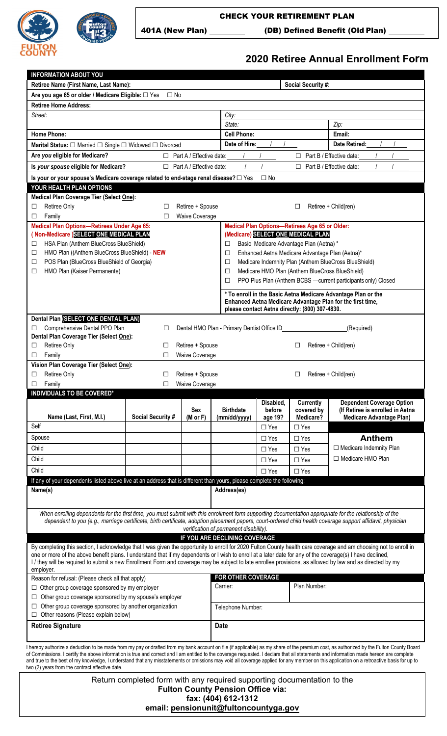CHECK YOUR RETIREMENT PLAN

401A (New Plan) ________ (DB) Defined Benefit (Old Plan) ________

# 2020 Retiree Annual Enrollment Form

## INFORMATION ABOUT YOU

**Retiree Name (First Name, Last Name):** **Social Security #:**

**Are you age 65 or older / Medicare Eligible:** ☐ Yes ☐ No

**Retiree Home Address:**

*Street:* *City:*

*State:* *Zip:*

**Home Phone:** **Cell Phone:** **Email:**

**Marital Status:** ☐ Married ☐ Single ☐ Widowed ☐ Divorced **Date of Hire:** / / **Date Retired:** / /

**Are *you* eligible for Medicare?** ☐ Part A / Effective date: / / ☐ Part B / Effective date: / /

**Is *your spouse* eligible for Medicare?** ☐ Part A / Effective date: / / ☐ Part B / Effective date: / /

**Is your or your spouse's Medicare coverage related to end-stage renal disease?** ☐ Yes ☐ No

## YOUR HEALTH PLAN OPTIONS

**Medical Plan Coverage Tier (Select One):**

☐ Retiree Only ☐ Retiree + Spouse ☐ Retiree + Child(ren)
☐ Family ☐ Waive Coverage

**Medical Plan Options—Retirees Under Age 65: (Non-Medicare) SELECT ONE MEDICAL PLAN**

☐ HSA Plan (Anthem BlueCross BlueShield)
☐ HMO Plan ((Anthem BlueCross BlueShield) - **NEW**
☐ POS Plan (BlueCross BlueShield of Georgia)
☐ HMO Plan (Kaiser Permanente)

**Medical Plan Options—Retirees Age 65 or Older: (Medicare) SELECT ONE MEDICAL PLAN**

☐ Basic Medicare Advantage Plan (Aetna) *
☐ Enhanced Aetna Medicare Advantage Plan (Aetna)*
☐ Medicare Indemnity Plan (Anthem BlueCross BlueShield)
☐ Medicare HMO Plan (Anthem BlueCross BlueShield)
☐ PPO Plus Plan (Anthem BCBS —current participants only) Closed

**\* To enroll in the Basic Aetna Medicare Advantage Plan or the Enhanced Aetna Medicare Advantage Plan for the first time, please contact Aetna directly: (800) 307-4830.**

**Dental Plan SELECT ONE DENTAL PLAN**

☐ Comprehensive Dental PPO Plan ☐ Dental HMO Plan - Primary Dentist Office ID________________(Required)

**Dental Plan Coverage Tier (Select One):**

☐ Retiree Only ☐ Retiree + Spouse ☐ Retiree + Child(ren)
☐ Family ☐ Waive Coverage

**Vision Plan Coverage Tier (Select One):**

☐ Retiree Only ☐ Retiree + Spouse ☐ Retiree + Child(ren)
☐ Family ☐ Waive Coverage

## INDIVIDUALS TO BE COVERED*

| Name (Last, First, M.I.) | Social Security # | Sex (M or F) | Birthdate (mm/dd/yyyy) | Disabled, before age 19? | Currently covered by Medicare? | Dependent Coverage Option (If Retiree is enrolled in Aetna Medicare Advantage Plan) |
|---|---|---|---|---|---|---|
| Self | | | | ☐ Yes | ☐ Yes | |
| Spouse | | | | ☐ Yes | ☐ Yes | **Anthem** |
| Child | | | | ☐ Yes | ☐ Yes | ☐ Medicare Indemnity Plan |
| Child | | | | ☐ Yes | ☐ Yes | ☐ Medicare HMO Plan |
| Child | | | | ☐ Yes | ☐ Yes | |

If any of your dependents listed above live at an address that is different than yours, please complete the following:

**Name(s)** **Address(es)**

*When enrolling dependents for the first time, you must submit with this enrollment form supporting documentation appropriate for the relationship of the dependent to you (e.g., marriage certificate, birth certificate, adoption placement papers, court-ordered child health coverage support affidavit, physician verification of permanent disability).*

## IF YOU ARE DECLINING COVERAGE

By completing this section, I acknowledge that I was given the opportunity to enroll for 2020 Fulton County health care coverage and am choosing not to enroll in one or more of the above benefit plans. I understand that if my dependents or I wish to enroll at a later date for any of the coverage(s) I have declined, I / they will be required to submit a new Enrollment Form and coverage may be subject to late enrollee provisions, as allowed by law and as directed by my employer.

Reason for refusal: (Please check all that apply)

☐ Other group coverage sponsored by my employer
☐ Other group coverage sponsored by my spouse's employer
☐ Other group coverage sponsored by another organization
☐ Other reasons (Please explain below)

**FOR OTHER COVERAGE**

Carrier: Plan Number:

Telephone Number:

**Retiree Signature** **Date**

I hereby authorize a deduction to be made from my pay or drafted from my bank account on file (if applicable) as my share of the premium cost, as authorized by the Fulton County Board of Commissions. I certify the above information is true and correct and I am entitled to the coverage requested. I declare that all statements and information made hereon are complete and true to the best of my knowledge, I understand that any misstatements or omissions may void all coverage applied for any member on this application on a retroactive basis for up to two (2) years from the contract effective date.

Return completed form with any required supporting documentation to the
**Fulton County Pension Office via:**
**fax: (404) 612-1312**
**email: pensionunit@fultoncountyga.gov**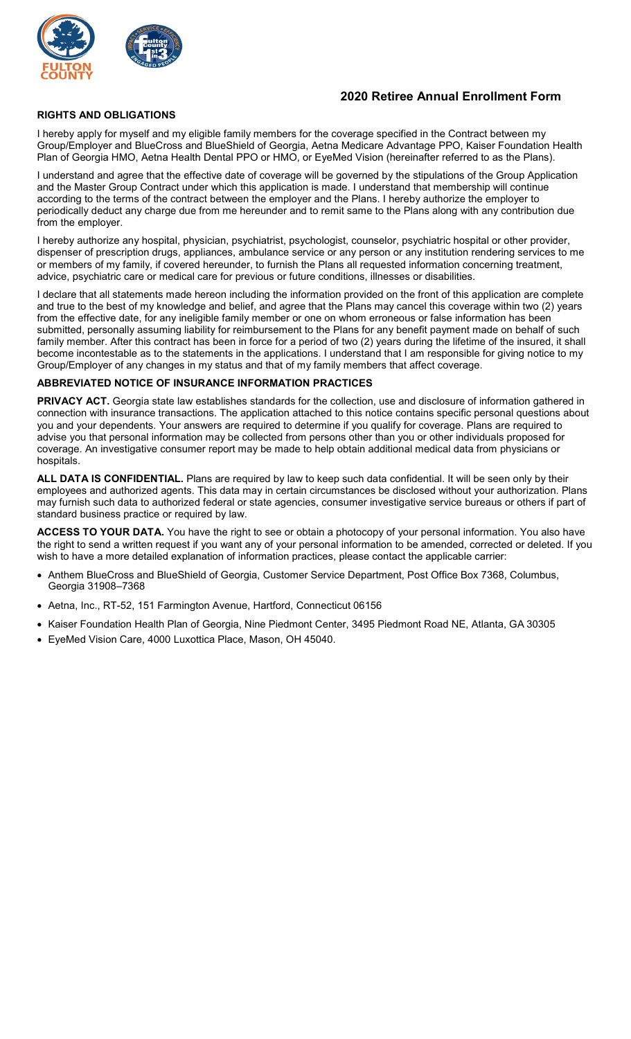# 2020 Retiree Annual Enrollment Form

## RIGHTS AND OBLIGATIONS

I hereby apply for myself and my eligible family members for the coverage specified in the Contract between my Group/Employer and BlueCross and BlueShield of Georgia, Aetna Medicare Advantage PPO, Kaiser Foundation Health Plan of Georgia HMO, Aetna Health Dental PPO or HMO, or EyeMed Vision (hereinafter referred to as the Plans).

I understand and agree that the effective date of coverage will be governed by the stipulations of the Group Application and the Master Group Contract under which this application is made. I understand that membership will continue according to the terms of the contract between the employer and the Plans. I hereby authorize the employer to periodically deduct any charge due from me hereunder and to remit same to the Plans along with any contribution due from the employer.

I hereby authorize any hospital, physician, psychiatrist, psychologist, counselor, psychiatric hospital or other provider, dispenser of prescription drugs, appliances, ambulance service or any person or any institution rendering services to me or members of my family, if covered hereunder, to furnish the Plans all requested information concerning treatment, advice, psychiatric care or medical care for previous or future conditions, illnesses or disabilities.

I declare that all statements made hereon including the information provided on the front of this application are complete and true to the best of my knowledge and belief, and agree that the Plans may cancel this coverage within two (2) years from the effective date, for any ineligible family member or one on whom erroneous or false information has been submitted, personally assuming liability for reimbursement to the Plans for any benefit payment made on behalf of such family member. After this contract has been in force for a period of two (2) years during the lifetime of the insured, it shall become incontestable as to the statements in the applications. I understand that I am responsible for giving notice to my Group/Employer of any changes in my status and that of my family members that affect coverage.

## ABBREVIATED NOTICE OF INSURANCE INFORMATION PRACTICES

**PRIVACY ACT.** Georgia state law establishes standards for the collection, use and disclosure of information gathered in connection with insurance transactions. The application attached to this notice contains specific personal questions about you and your dependents. Your answers are required to determine if you qualify for coverage. Plans are required to advise you that personal information may be collected from persons other than you or other individuals proposed for coverage. An investigative consumer report may be made to help obtain additional medical data from physicians or hospitals.

**ALL DATA IS CONFIDENTIAL.** Plans are required by law to keep such data confidential. It will be seen only by their employees and authorized agents. This data may in certain circumstances be disclosed without your authorization. Plans may furnish such data to authorized federal or state agencies, consumer investigative service bureaus or others if part of standard business practice or required by law.

**ACCESS TO YOUR DATA.** You have the right to see or obtain a photocopy of your personal information. You also have the right to send a written request if you want any of your personal information to be amended, corrected or deleted. If you wish to have a more detailed explanation of information practices, please contact the applicable carrier:

- Anthem BlueCross and BlueShield of Georgia, Customer Service Department, Post Office Box 7368, Columbus, Georgia 31908–7368
- Aetna, Inc., RT-52, 151 Farmington Avenue, Hartford, Connecticut 06156
- Kaiser Foundation Health Plan of Georgia, Nine Piedmont Center, 3495 Piedmont Road NE, Atlanta, GA 30305
- EyeMed Vision Care, 4000 Luxottica Place, Mason, OH 45040.